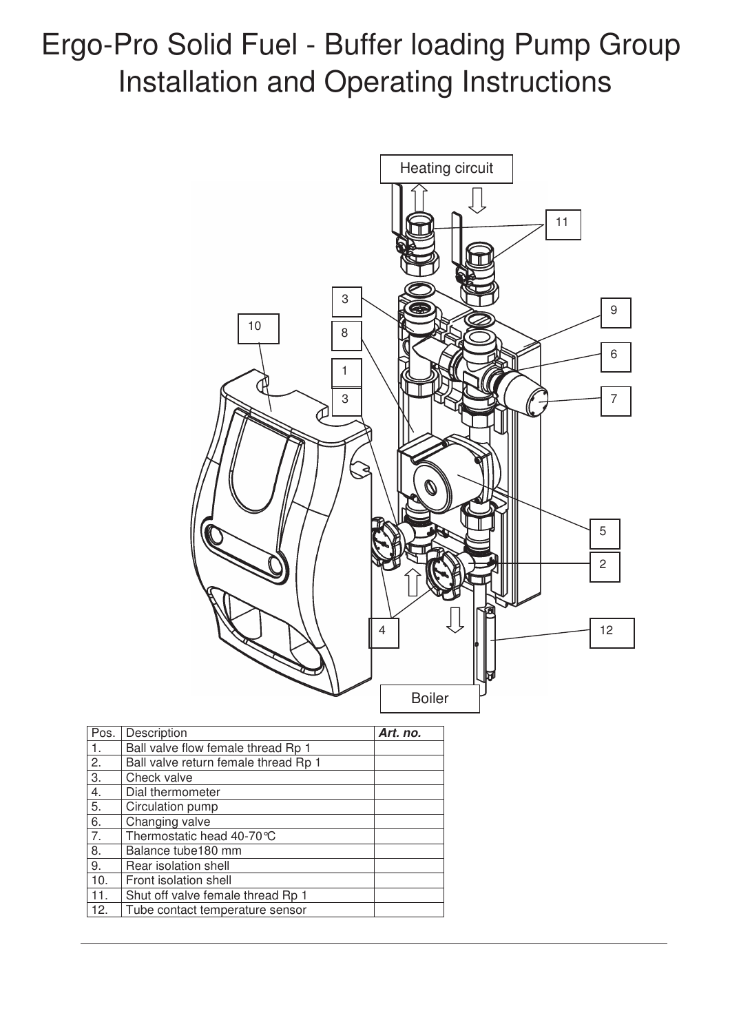# Ergo-Pro Solid Fuel - Buffer loading Pump Group Installation and Operating Instructions

| Pos. | Description | *Art. no.* |
|---|---|---|
| 1. | Ball valve flow female thread Rp 1 | |
| 2. | Ball valve return female thread Rp 1 | |
| 3. | Check valve | |
| 4. | Dial thermometer | |
| 5. | Circulation pump | |
| 6. | Changing valve | |
| 7. | Thermostatic head 40-70℃ | |
| 8. | Balance tube180 mm | |
| 9. | Rear isolation shell | |
| 10. | Front isolation shell | |
| 11. | Shut off valve female thread Rp 1 | |
| 12. | Tube contact temperature sensor | |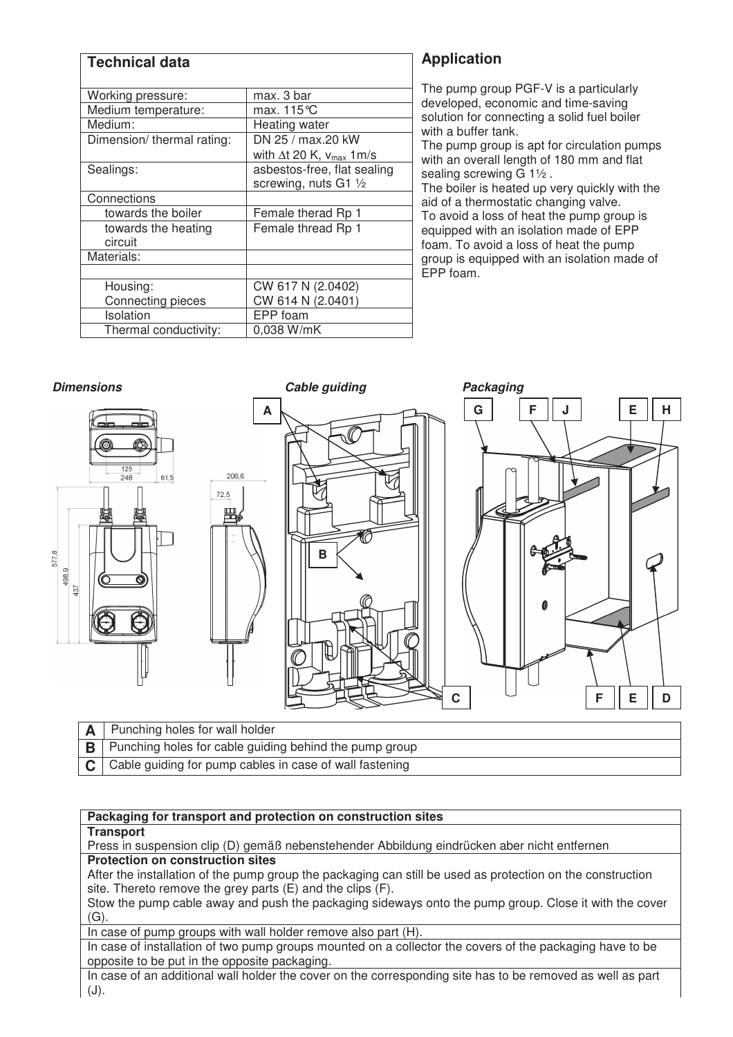## Technical data

| Technical data | |
|---|---|
| Working pressure: | max. 3 bar |
| Medium temperature: | max. 115°C |
| Medium: | Heating water |
| Dimension/ thermal rating: | DN 25 / max.20 kW with $\Delta t$ 20 K, $v_{max}$ 1m/s |
| Sealings: | asbestos-free, flat sealing screwing, nuts G1 ½ |
| Connections | |
| towards the boiler | Female therad Rp 1 |
| towards the heating circuit | Female thread Rp 1 |
| Materials: | |
| | |
| Housing: | CW 617 N (2.0402) |
| Connecting pieces | CW 614 N (2.0401) |
| Isolation | EPP foam |
| Thermal conductivity: | 0,038 W/mK |

## Application

The pump group PGF-V is a particularly developed, economic and time-saving solution for connecting a solid fuel boiler with a buffer tank.
The pump group is apt for circulation pumps with an overall length of 180 mm and flat sealing screwing G 1½ .
The boiler is heated up very quickly with the aid of a thermostatic changing valve.
To avoid a loss of heat the pump group is equipped with an isolation made of EPP foam. To avoid a loss of heat the pump group is equipped with an isolation made of EPP foam.

***Dimensions*** ***Cable guiding*** ***Packaging***

| | |
|---|---|
| **A** | Punching holes for wall holder |
| **B** | Punching holes for cable guiding behind the pump group |
| **C** | Cable guiding for pump cables in case of wall fastening |

| **Packaging for transport and protection on construction sites** |
|---|
| **Transport** |
| Press in suspension clip (D) gemäß nebenstehender Abbildung eindrücken aber nicht entfernen |
| **Protection on construction sites** |
| After the installation of the pump group the packaging can still be used as protection on the construction site. Thereto remove the grey parts (E) and the clips (F). Stow the pump cable away and push the packaging sideways onto the pump group. Close it with the cover (G). |
| In case of pump groups with wall holder remove also part (H). |
| In case of installation of two pump groups mounted on a collector the covers of the packaging have to be opposite to be put in the opposite packaging. |
| In case of an additional wall holder the cover on the corresponding site has to be removed as well as part (J). |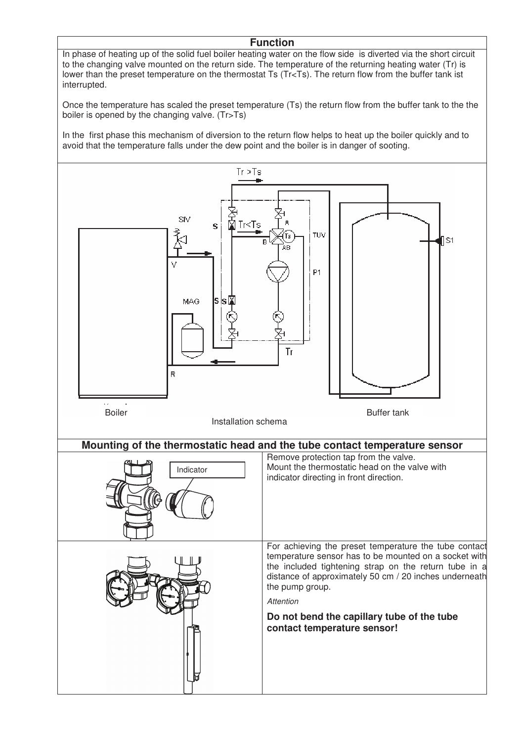## Function

In phase of heating up of the solid fuel boiler heating water on the flow side is diverted via the short circuit to the changing valve mounted on the return side. The temperature of the returning heating water (Tr) is lower than the preset temperature on the thermostat Ts (Tr<Ts). The return flow from the buffer tank ist interrupted.

Once the temperature has scaled the preset temperature (Ts) the return flow from the buffer tank to the the boiler is opened by the changing valve. (Tr>Ts)

In the first phase this mechanism of diversion to the return flow helps to heat up the boiler quickly and to avoid that the temperature falls under the dew point and the boiler is in danger of sooting.

Tr >Ts

SIV

S

Tr<Ts

A

B

Ts

AB

TUV

S1

V

P1

MAG

S S

Tr

R

Boiler

Buffer tank

Installation schema

## Mounting of the thermostatic head and the tube contact temperature sensor

Indicator

Remove protection tap from the valve.
Mount the thermostatic head on the valve with indicator directing in front direction.

For achieving the preset temperature the tube contact temperature sensor has to be mounted on a socket with the included tightening strap on the return tube in a distance of approximately 50 cm / 20 inches underneath the pump group.

*Attention*

**Do not bend the capillary tube of the tube contact temperature sensor!**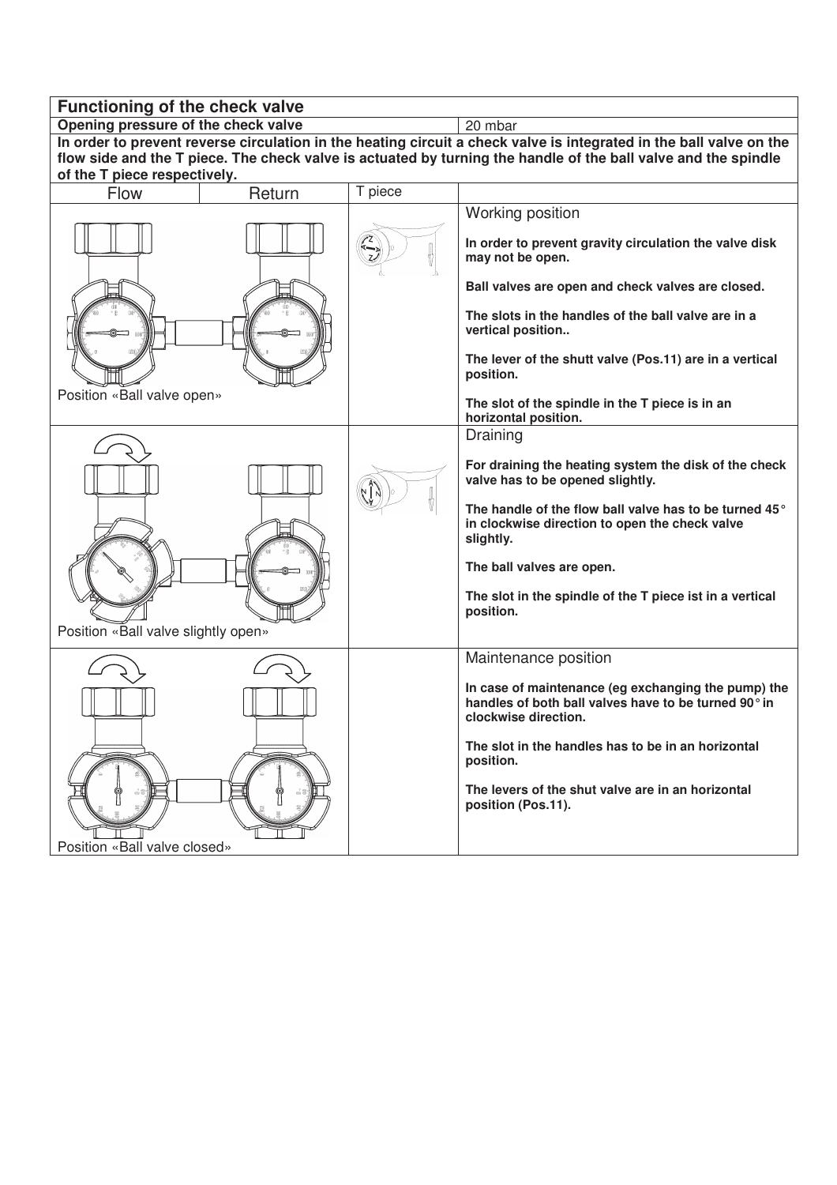## Functioning of the check valve

| Opening pressure of the check valve | 20 mbar |
|---|---|

**In order to prevent reverse circulation in the heating circuit a check valve is integrated in the ball valve on the flow side and the T piece. The check valve is actuated by turning the handle of the ball valve and the spindle of the T piece respectively.**

| Flow | Return | T piece | |
|---|---|---|---|
| Position «Ball valve open» | | | Working position<br><br>**In order to prevent gravity circulation the valve disk may not be open.**<br><br>**Ball valves are open and check valves are closed.**<br><br>**The slots in the handles of the ball valve are in a vertical position..**<br><br>**The lever of the shutt valve (Pos.11) are in a vertical position.**<br><br>**The slot of the spindle in the T piece is in an horizontal position.** |
| Position «Ball valve slightly open» | | | Draining<br><br>**For draining the heating system the disk of the check valve has to be opened slightly.**<br><br>**The handle of the flow ball valve has to be turned 45° in clockwise direction to open the check valve slightly.**<br><br>**The ball valves are open.**<br><br>**The slot in the spindle of the T piece ist in a vertical position.** |
| Position «Ball valve closed» | | | Maintenance position<br><br>**In case of maintenance (eg exchanging the pump) the handles of both ball valves have to be turned 90° in clockwise direction.**<br><br>**The slot in the handles has to be in an horizontal position.**<br><br>**The levers of the shut valve are in an horizontal position (Pos.11).** |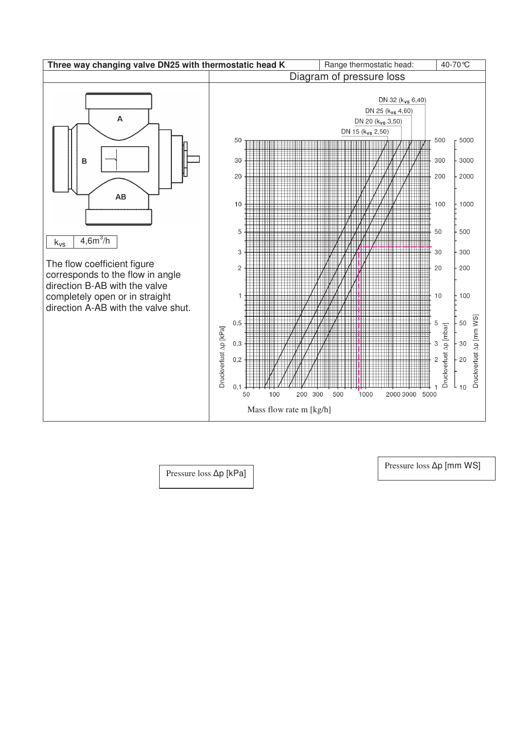| Three way changing valve DN25 with thermostatic head K | Range thermostatic head: | 40-70°C |
|---|---|---|

## Diagram of pressure loss

A

B

AB

| $k_{vs}$ | $4,6 m^3/h$ |
|---|---|

The flow coefficient figure corresponds to the flow in angle direction B-AB with the valve completely open or in straight direction A-AB with the valve shut.

DN 32 ($k_{vs}$ 6,40)
DN 25 ($k_{vs}$ 4,60)
DN 20 ($k_{vs}$ 3,50)
DN 15 ($k_{vs}$ 2,50)

Druckverlust Δp [kPa]
50
30
20
10
5
3
2
1
0,5
0,3
0,2
0,1

Druckverlust Δp [mbar]
500
300
200
100
50
30
20
10
5
3
2
1

Druckverlust Δp [mm WS]
5000
3000
2000
1000
500
300
200
100
50
30
20
10

50 100 200 300 500 1000 2000 3000 5000

Mass flow rate m [kg/h]

Pressure loss Δp [kPa]

Pressure loss Δp [mm WS]